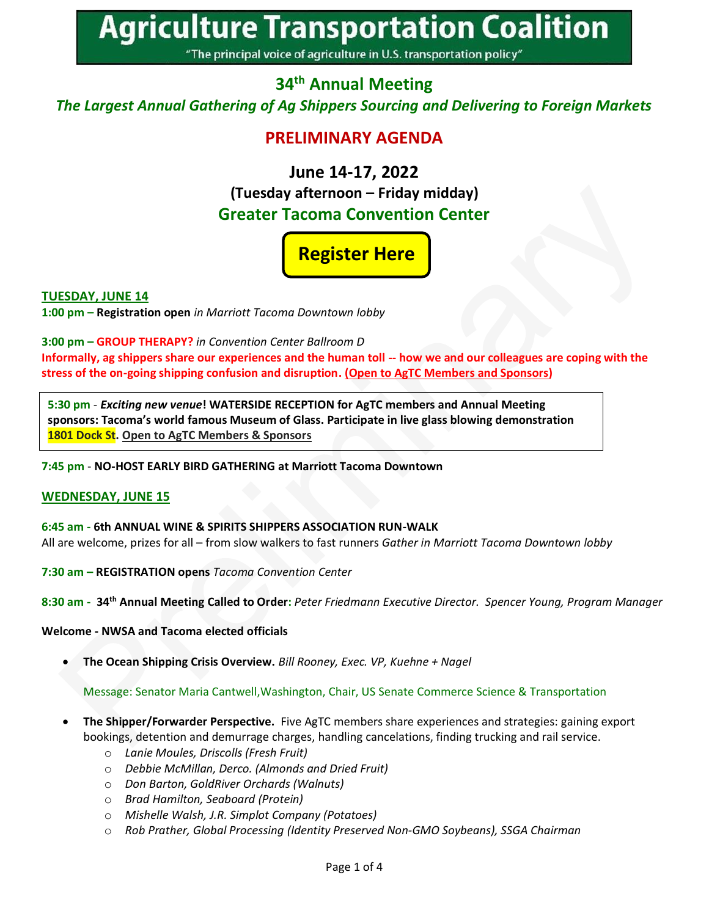# Agriculture Transportation Coalition

"The principal voice of agriculture in U.S. transportation policy"

## 34th Annual Meeting

*The Largest Annual Gathering of Ag Shippers Sourcing and Delivering to Foreign Markets*

## PRELIMINARY AGENDA

**June 14-17, 2022**

**(Tuesday afternoon – Friday midday)**

**Greater Tacoma Convention Center**

**Register Here**

**TUESDAY, JUNE 14**

**1:00 pm – Registration open** *in Marriott Tacoma Downtown lobby*

**3:00 pm – GROUP THERAPY?** *in Convention Center Ballroom D*

**Informally, ag shippers share our experiences and the human toll -- how we and our colleagues are coping with the stress of the on-going shipping confusion and disruption. (Open to AgTC Members and Sponsors)**

**5:30 pm** - ***Exciting new venue*****! WATERSIDE RECEPTION for AgTC members and Annual Meeting sponsors: Tacoma's world famous Museum of Glass. Participate in live glass blowing demonstration 1801 Dock St. Open to AgTC Members & Sponsors**

**7:45 pm - NO-HOST EARLY BIRD GATHERING at Marriott Tacoma Downtown**

**WEDNESDAY, JUNE 15**

**6:45 am - 6th ANNUAL WINE & SPIRITS SHIPPERS ASSOCIATION RUN-WALK**

All are welcome, prizes for all – from slow walkers to fast runners *Gather in Marriott Tacoma Downtown lobby*

**7:30 am – REGISTRATION opens** *Tacoma Convention Center*

**8:30 am - 34th Annual Meeting Called to Order:** *Peter Friedmann Executive Director. Spencer Young, Program Manager*

**Welcome - NWSA and Tacoma elected officials**

- **The Ocean Shipping Crisis Overview.** *Bill Rooney, Exec. VP, Kuehne + Nagel*

  Message: Senator Maria Cantwell,Washington, Chair, US Senate Commerce Science & Transportation

- **The Shipper/Forwarder Perspective.** Five AgTC members share experiences and strategies: gaining export bookings, detention and demurrage charges, handling cancelations, finding trucking and rail service.
  - *Lanie Moules, Driscolls (Fresh Fruit)*
  - *Debbie McMillan, Derco. (Almonds and Dried Fruit)*
  - *Don Barton, GoldRiver Orchards (Walnuts)*
  - *Brad Hamilton, Seaboard (Protein)*
  - *Mishelle Walsh, J.R. Simplot Company (Potatoes)*
  - *Rob Prather, Global Processing (Identity Preserved Non-GMO Soybeans), SSGA Chairman*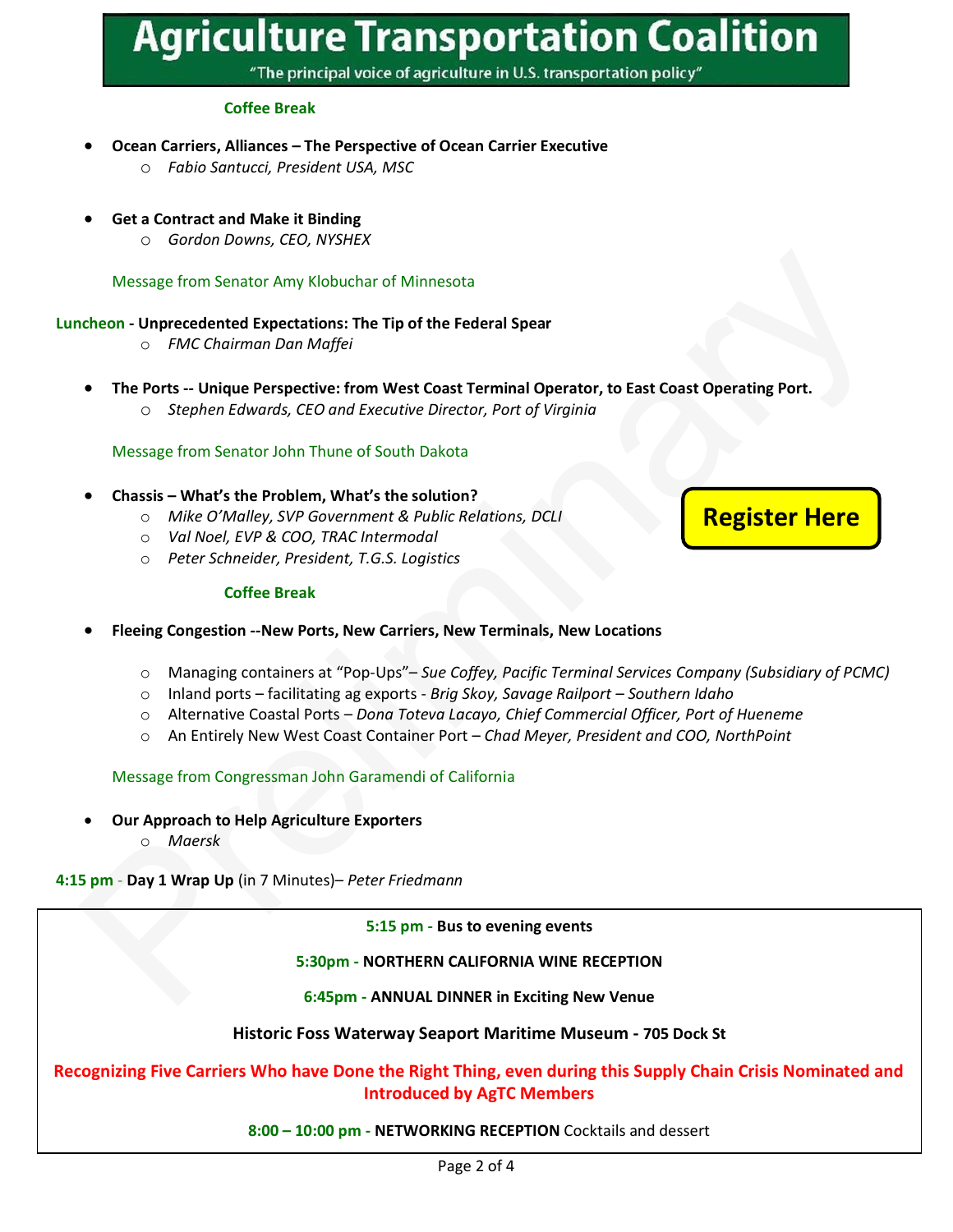Agriculture Transportation Coalition

"The principal voice of agriculture in U.S. transportation policy"

**Coffee Break**

- **Ocean Carriers, Alliances – The Perspective of Ocean Carrier Executive**
  - *Fabio Santucci, President USA, MSC*

- **Get a Contract and Make it Binding**
  - *Gordon Downs, CEO, NYSHEX*

Message from Senator Amy Klobuchar of Minnesota

**Luncheon - Unprecedented Expectations: The Tip of the Federal Spear**
- *FMC Chairman Dan Maffei*

- **The Ports -- Unique Perspective: from West Coast Terminal Operator, to East Coast Operating Port.**
  - *Stephen Edwards, CEO and Executive Director, Port of Virginia*

Message from Senator John Thune of South Dakota

- **Chassis – What's the Problem, What's the solution?**
  - *Mike O'Malley, SVP Government & Public Relations, DCLI*
  - *Val Noel, EVP & COO, TRAC Intermodal*
  - *Peter Schneider, President, T.G.S. Logistics*

**Register Here**

**Coffee Break**

- **Fleeing Congestion --New Ports, New Carriers, New Terminals, New Locations**
  - Managing containers at "Pop-Ups"– *Sue Coffey, Pacific Terminal Services Company (Subsidiary of PCMC)*
  - Inland ports – facilitating ag exports - *Brig Skoy, Savage Railport – Southern Idaho*
  - Alternative Coastal Ports – *Dona Toteva Lacayo, Chief Commercial Officer, Port of Hueneme*
  - An Entirely New West Coast Container Port – *Chad Meyer, President and COO, NorthPoint*

Message from Congressman John Garamendi of California

- **Our Approach to Help Agriculture Exporters**
  - *Maersk*

**4:15 pm - Day 1 Wrap Up** (in 7 Minutes)– *Peter Friedmann*

**5:15 pm - Bus to evening events**

**5:30pm - NORTHERN CALIFORNIA WINE RECEPTION**

**6:45pm - ANNUAL DINNER in Exciting New Venue**

**Historic Foss Waterway Seaport Maritime Museum - 705 Dock St**

**Recognizing Five Carriers Who have Done the Right Thing, even during this Supply Chain Crisis Nominated and Introduced by AgTC Members**

**8:00 – 10:00 pm - NETWORKING RECEPTION** Cocktails and dessert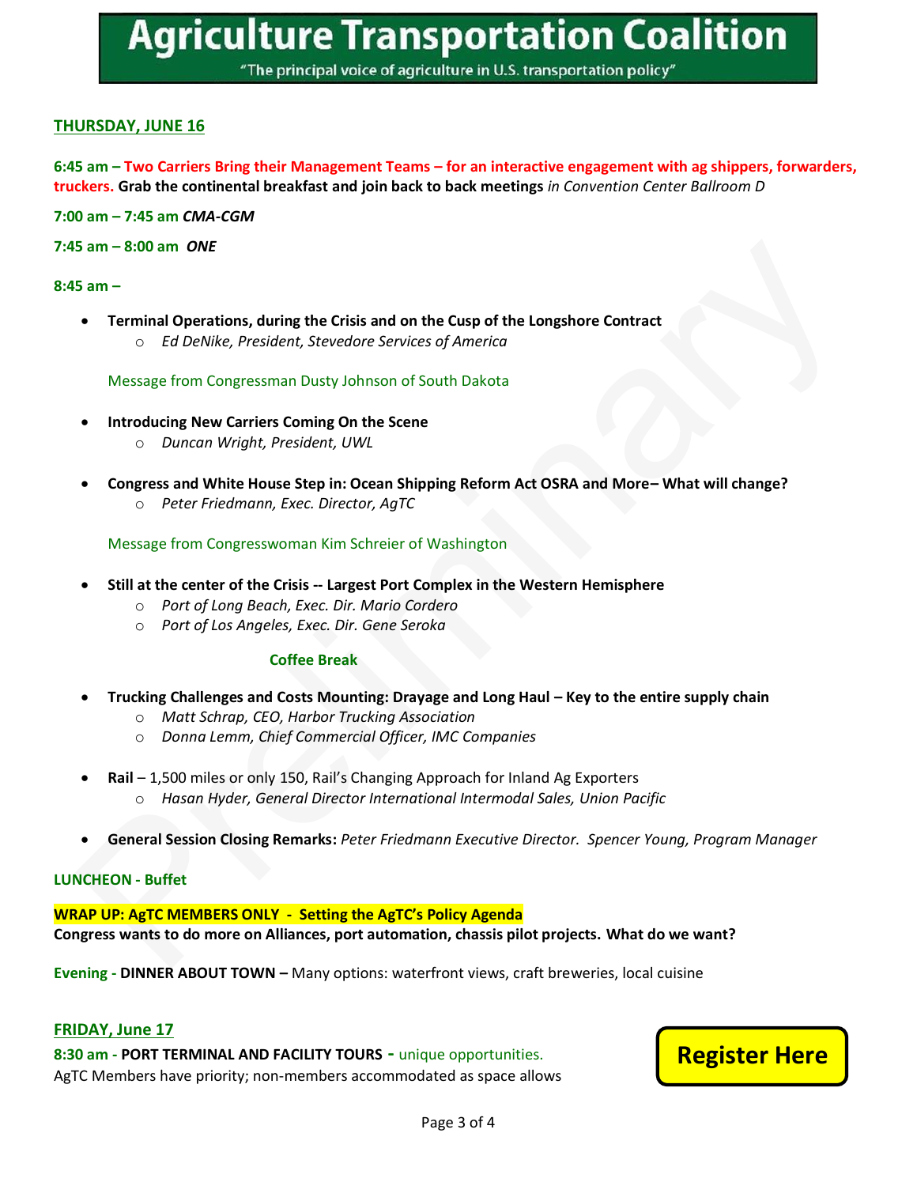# Agriculture Transportation Coalition

"The principal voice of agriculture in U.S. transportation policy"

## THURSDAY, JUNE 16

**6:45 am – Two Carriers Bring their Management Teams – for an interactive engagement with ag shippers, forwarders, truckers. Grab the continental breakfast and join back to back meetings** *in Convention Center Ballroom D*

**7:00 am – 7:45 am** ***CMA-CGM***

**7:45 am – 8:00 am** ***ONE***

**8:45 am –**

- **Terminal Operations, during the Crisis and on the Cusp of the Longshore Contract**
  - *Ed DeNike, President, Stevedore Services of America*

Message from Congressman Dusty Johnson of South Dakota

- **Introducing New Carriers Coming On the Scene**
  - *Duncan Wright, President, UWL*

- **Congress and White House Step in: Ocean Shipping Reform Act OSRA and More– What will change?**
  - *Peter Friedmann, Exec. Director, AgTC*

Message from Congresswoman Kim Schreier of Washington

- **Still at the center of the Crisis -- Largest Port Complex in the Western Hemisphere**
  - *Port of Long Beach, Exec. Dir. Mario Cordero*
  - *Port of Los Angeles, Exec. Dir. Gene Seroka*

**Coffee Break**

- **Trucking Challenges and Costs Mounting: Drayage and Long Haul – Key to the entire supply chain**
  - *Matt Schrap, CEO, Harbor Trucking Association*
  - *Donna Lemm, Chief Commercial Officer, IMC Companies*

- **Rail** – 1,500 miles or only 150, Rail's Changing Approach for Inland Ag Exporters
  - *Hasan Hyder, General Director International Intermodal Sales, Union Pacific*

- **General Session Closing Remarks:** *Peter Friedmann Executive Director. Spencer Young, Program Manager*

**LUNCHEON - Buffet**

**WRAP UP: AgTC MEMBERS ONLY - Setting the AgTC's Policy Agenda**
**Congress wants to do more on Alliances, port automation, chassis pilot projects. What do we want?**

**Evening - DINNER ABOUT TOWN –** Many options: waterfront views, craft breweries, local cuisine

## FRIDAY, June 17

**8:30 am - PORT TERMINAL AND FACILITY TOURS -** unique opportunities.
AgTC Members have priority; non-members accommodated as space allows

**Register Here**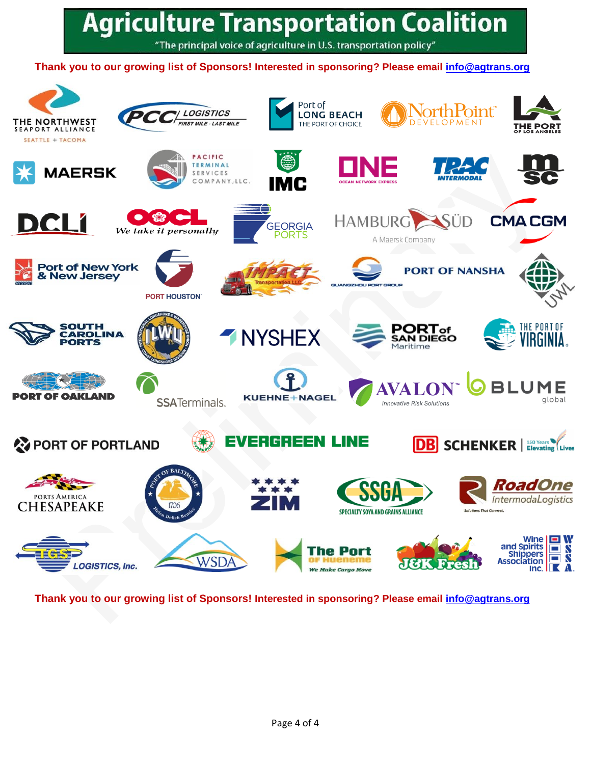# Agriculture Transportation Coalition

"The principal voice of agriculture in U.S. transportation policy"

**Thank you to our growing list of Sponsors! Interested in sponsoring? Please email info@agtrans.org**

THE NORTHWEST SEAPORT ALLIANCE SEATTLE + TACOMA

PCC LOGISTICS FIRST MILE - LAST MILE

Port of LONG BEACH THE PORT OF CHOICE

NorthPoint DEVELOPMENT

THE PORT OF LOS ANGELES

MAERSK

PACIFIC TERMINAL SERVICES COMPANY, LLC.

IMC

ONE OCEAN NETWORK EXPRESS

TRAC INTERMODAL

MSC

DCLI

OOCL We take it personally

GEORGIA PORTS

HAMBURG SÜD A Maersk Company

CMA CGM

Port of New York & New Jersey

PORT HOUSTON

IMPACT Transportation LLC

GUANGZHOU PORT GROUP

PORT OF NANSHA

UWL

SOUTH CAROLINA PORTS

ILWU

NYSHEX

PORT of SAN DIEGO Maritime

THE PORT OF VIRGINIA

PORT OF OAKLAND

SSATerminals.

KUEHNE+NAGEL

AVALON Innovative Risk Solutions

BLUME global

PORT OF PORTLAND

EVERGREEN LINE

DB SCHENKER 150 Years Elevating Lives

PORTS AMERICA CHESAPEAKE

PORT OF BALTIMORE

ZIM

SSGA SPECIALTY SOYA AND GRAINS ALLIANCE

RoadOne IntermodaLogistics Solutions That Connect.

TGS LOGISTICS, Inc.

WSDA

The Port of Hueneme We Make Cargo Move

J&K Fresh

Wine and Spirits Shippers Association Inc. WSSA

**Thank you to our growing list of Sponsors! Interested in sponsoring? Please email info@agtrans.org**